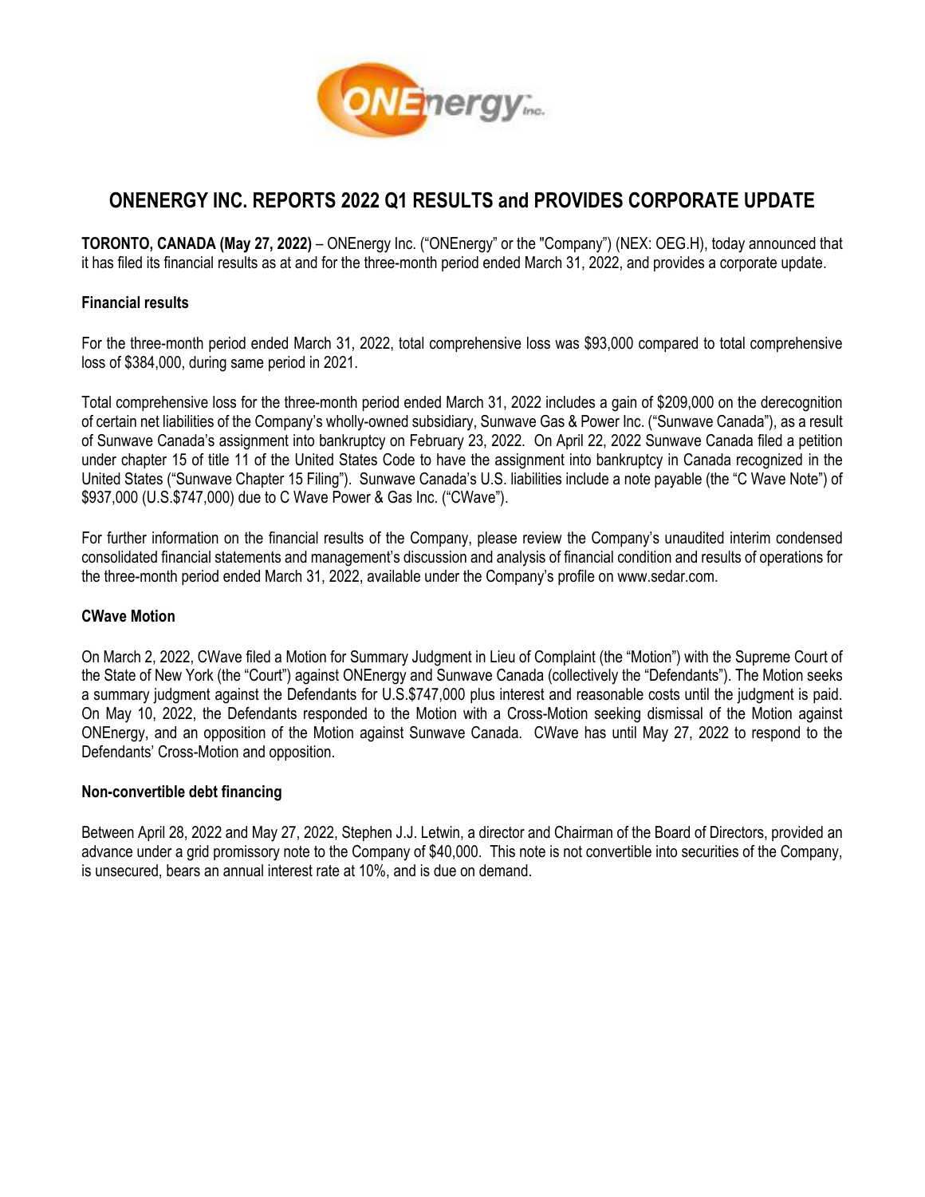# ONENERGY INC. REPORTS 2022 Q1 RESULTS and PROVIDES CORPORATE UPDATE

**TORONTO, CANADA (May 27, 2022)** – ONEnergy Inc. ("ONEnergy" or the "Company") (NEX: OEG.H), today announced that it has filed its financial results as at and for the three-month period ended March 31, 2022, and provides a corporate update.

**Financial results**

For the three-month period ended March 31, 2022, total comprehensive loss was $93,000 compared to total comprehensive loss of $384,000, during same period in 2021.

Total comprehensive loss for the three-month period ended March 31, 2022 includes a gain of $209,000 on the derecognition of certain net liabilities of the Company's wholly-owned subsidiary, Sunwave Gas & Power Inc. ("Sunwave Canada"), as a result of Sunwave Canada's assignment into bankruptcy on February 23, 2022. On April 22, 2022 Sunwave Canada filed a petition under chapter 15 of title 11 of the United States Code to have the assignment into bankruptcy in Canada recognized in the United States ("Sunwave Chapter 15 Filing"). Sunwave Canada's U.S. liabilities include a note payable (the "C Wave Note") of $937,000 (U.S.$747,000) due to C Wave Power & Gas Inc. ("CWave").

For further information on the financial results of the Company, please review the Company's unaudited interim condensed consolidated financial statements and management's discussion and analysis of financial condition and results of operations for the three-month period ended March 31, 2022, available under the Company's profile on www.sedar.com.

**CWave Motion**

On March 2, 2022, CWave filed a Motion for Summary Judgment in Lieu of Complaint (the "Motion") with the Supreme Court of the State of New York (the "Court") against ONEnergy and Sunwave Canada (collectively the "Defendants"). The Motion seeks a summary judgment against the Defendants for U.S.$747,000 plus interest and reasonable costs until the judgment is paid. On May 10, 2022, the Defendants responded to the Motion with a Cross-Motion seeking dismissal of the Motion against ONEnergy, and an opposition of the Motion against Sunwave Canada. CWave has until May 27, 2022 to respond to the Defendants' Cross-Motion and opposition.

**Non-convertible debt financing**

Between April 28, 2022 and May 27, 2022, Stephen J.J. Letwin, a director and Chairman of the Board of Directors, provided an advance under a grid promissory note to the Company of $40,000. This note is not convertible into securities of the Company, is unsecured, bears an annual interest rate at 10%, and is due on demand.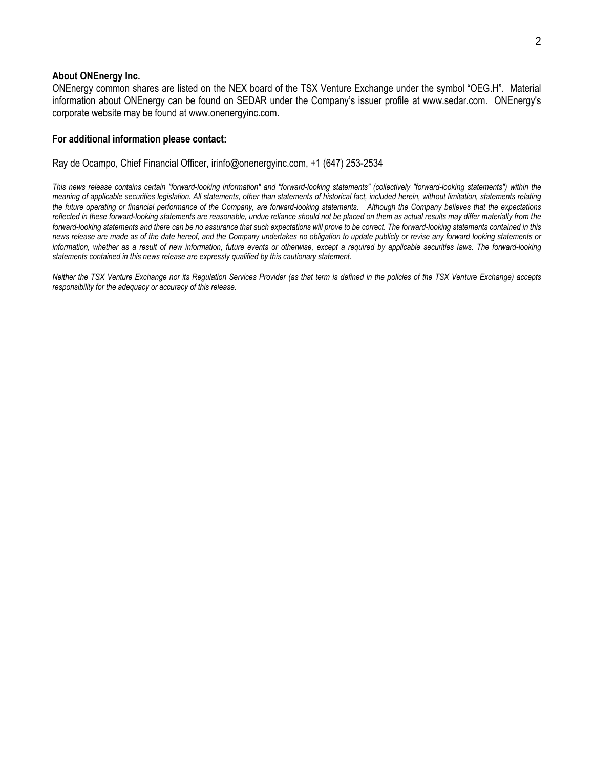**About ONEnergy Inc.**

ONEnergy common shares are listed on the NEX board of the TSX Venture Exchange under the symbol “OEG.H”. Material information about ONEnergy can be found on SEDAR under the Company’s issuer profile at www.sedar.com. ONEnergy's corporate website may be found at www.onenergyinc.com.

**For additional information please contact:**

Ray de Ocampo, Chief Financial Officer, irinfo@onenergyinc.com, +1 (647) 253-2534

*This news release contains certain "forward-looking information" and "forward-looking statements" (collectively "forward-looking statements") within the meaning of applicable securities legislation. All statements, other than statements of historical fact, included herein, without limitation, statements relating the future operating or financial performance of the Company, are forward-looking statements. Although the Company believes that the expectations reflected in these forward-looking statements are reasonable, undue reliance should not be placed on them as actual results may differ materially from the forward-looking statements and there can be no assurance that such expectations will prove to be correct. The forward-looking statements contained in this news release are made as of the date hereof, and the Company undertakes no obligation to update publicly or revise any forward looking statements or information, whether as a result of new information, future events or otherwise, except a required by applicable securities laws. The forward-looking statements contained in this news release are expressly qualified by this cautionary statement.*

*Neither the TSX Venture Exchange nor its Regulation Services Provider (as that term is defined in the policies of the TSX Venture Exchange) accepts responsibility for the adequacy or accuracy of this release.*